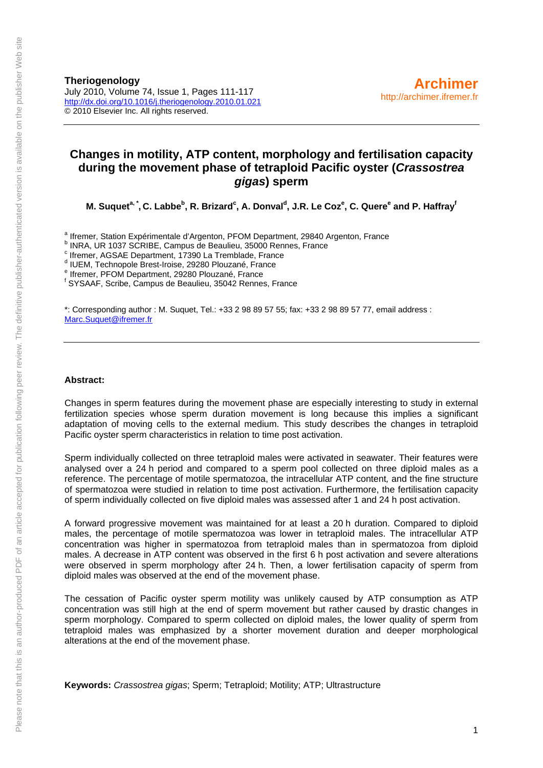**Theriogenology**
July 2010, Volume 74, Issue 1, Pages 111-117
http://dx.doi.org/10.1016/j.theriogenology.2010.01.021
© 2010 Elsevier Inc. All rights reserved.

**Archimer**
http://archimer.ifremer.fr

# Changes in motility, ATP content, morphology and fertilisation capacity during the movement phase of tetraploid Pacific oyster (*Crassostrea gigas*) sperm

**M. Suquet[a, *], C. Labbe[b], R. Brizard[c], A. Donval[d], J.R. Le Coz[e], C. Quere[e] and P. Haffray[f]**

[a] Ifremer, Station Expérimentale d'Argenton, PFOM Department, 29840 Argenton, France
[b] INRA, UR 1037 SCRIBE, Campus de Beaulieu, 35000 Rennes, France
[c] Ifremer, AGSAE Department, 17390 La Tremblade, France
[d] IUEM, Technopole Brest-Iroise, 29280 Plouzané, France
[e] Ifremer, PFOM Department, 29280 Plouzané, France
[f] SYSAAF, Scribe, Campus de Beaulieu, 35042 Rennes, France

*: Corresponding author : M. Suquet, Tel.: +33 2 98 89 57 55; fax: +33 2 98 89 57 77, email address : Marc.Suquet@ifremer.fr

**Abstract:**

Changes in sperm features during the movement phase are especially interesting to study in external fertilization species whose sperm duration movement is long because this implies a significant adaptation of moving cells to the external medium. This study describes the changes in tetraploid Pacific oyster sperm characteristics in relation to time post activation.

Sperm individually collected on three tetraploid males were activated in seawater. Their features were analysed over a 24 h period and compared to a sperm pool collected on three diploid males as a reference. The percentage of motile spermatozoa, the intracellular ATP content, and the fine structure of spermatozoa were studied in relation to time post activation. Furthermore, the fertilisation capacity of sperm individually collected on five diploid males was assessed after 1 and 24 h post activation.

A forward progressive movement was maintained for at least a 20 h duration. Compared to diploid males, the percentage of motile spermatozoa was lower in tetraploid males. The intracellular ATP concentration was higher in spermatozoa from tetraploid males than in spermatozoa from diploid males. A decrease in ATP content was observed in the first 6 h post activation and severe alterations were observed in sperm morphology after 24 h. Then, a lower fertilisation capacity of sperm from diploid males was observed at the end of the movement phase.

The cessation of Pacific oyster sperm motility was unlikely caused by ATP consumption as ATP concentration was still high at the end of sperm movement but rather caused by drastic changes in sperm morphology. Compared to sperm collected on diploid males, the lower quality of sperm from tetraploid males was emphasized by a shorter movement duration and deeper morphological alterations at the end of the movement phase.

**Keywords:** *Crassostrea gigas*; Sperm; Tetraploid; Motility; ATP; Ultrastructure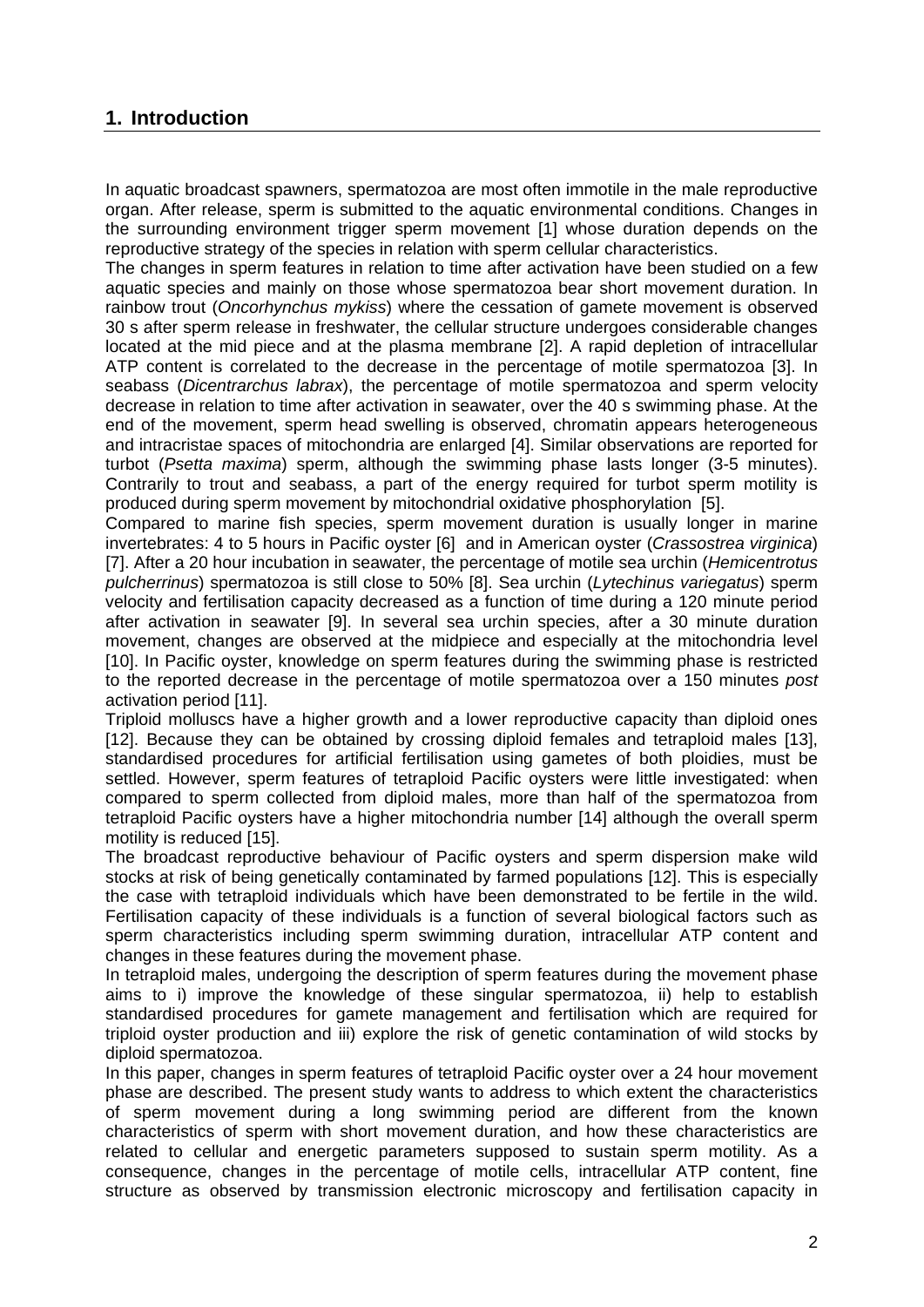## 1. Introduction

In aquatic broadcast spawners, spermatozoa are most often immotile in the male reproductive organ. After release, sperm is submitted to the aquatic environmental conditions. Changes in the surrounding environment trigger sperm movement [1] whose duration depends on the reproductive strategy of the species in relation with sperm cellular characteristics.

The changes in sperm features in relation to time after activation have been studied on a few aquatic species and mainly on those whose spermatozoa bear short movement duration. In rainbow trout (*Oncorhynchus mykiss*) where the cessation of gamete movement is observed 30 s after sperm release in freshwater, the cellular structure undergoes considerable changes located at the mid piece and at the plasma membrane [2]. A rapid depletion of intracellular ATP content is correlated to the decrease in the percentage of motile spermatozoa [3]. In seabass (*Dicentrarchus labrax*), the percentage of motile spermatozoa and sperm velocity decrease in relation to time after activation in seawater, over the 40 s swimming phase. At the end of the movement, sperm head swelling is observed, chromatin appears heterogeneous and intracristae spaces of mitochondria are enlarged [4]. Similar observations are reported for turbot (*Psetta maxima*) sperm, although the swimming phase lasts longer (3-5 minutes). Contrarily to trout and seabass, a part of the energy required for turbot sperm motility is produced during sperm movement by mitochondrial oxidative phosphorylation [5].

Compared to marine fish species, sperm movement duration is usually longer in marine invertebrates: 4 to 5 hours in Pacific oyster [6] and in American oyster (*Crassostrea virginica*) [7]. After a 20 hour incubation in seawater, the percentage of motile sea urchin (*Hemicentrotus pulcherrinus*) spermatozoa is still close to 50% [8]. Sea urchin (*Lytechinus variegatus*) sperm velocity and fertilisation capacity decreased as a function of time during a 120 minute period after activation in seawater [9]. In several sea urchin species, after a 30 minute duration movement, changes are observed at the midpiece and especially at the mitochondria level [10]. In Pacific oyster, knowledge on sperm features during the swimming phase is restricted to the reported decrease in the percentage of motile spermatozoa over a 150 minutes *post* activation period [11].

Triploid molluscs have a higher growth and a lower reproductive capacity than diploid ones [12]. Because they can be obtained by crossing diploid females and tetraploid males [13], standardised procedures for artificial fertilisation using gametes of both ploidies, must be settled. However, sperm features of tetraploid Pacific oysters were little investigated: when compared to sperm collected from diploid males, more than half of the spermatozoa from tetraploid Pacific oysters have a higher mitochondria number [14] although the overall sperm motility is reduced [15].

The broadcast reproductive behaviour of Pacific oysters and sperm dispersion make wild stocks at risk of being genetically contaminated by farmed populations [12]. This is especially the case with tetraploid individuals which have been demonstrated to be fertile in the wild. Fertilisation capacity of these individuals is a function of several biological factors such as sperm characteristics including sperm swimming duration, intracellular ATP content and changes in these features during the movement phase.

In tetraploid males, undergoing the description of sperm features during the movement phase aims to i) improve the knowledge of these singular spermatozoa, ii) help to establish standardised procedures for gamete management and fertilisation which are required for triploid oyster production and iii) explore the risk of genetic contamination of wild stocks by diploid spermatozoa.

In this paper, changes in sperm features of tetraploid Pacific oyster over a 24 hour movement phase are described. The present study wants to address to which extent the characteristics of sperm movement during a long swimming period are different from the known characteristics of sperm with short movement duration, and how these characteristics are related to cellular and energetic parameters supposed to sustain sperm motility. As a consequence, changes in the percentage of motile cells, intracellular ATP content, fine structure as observed by transmission electronic microscopy and fertilisation capacity in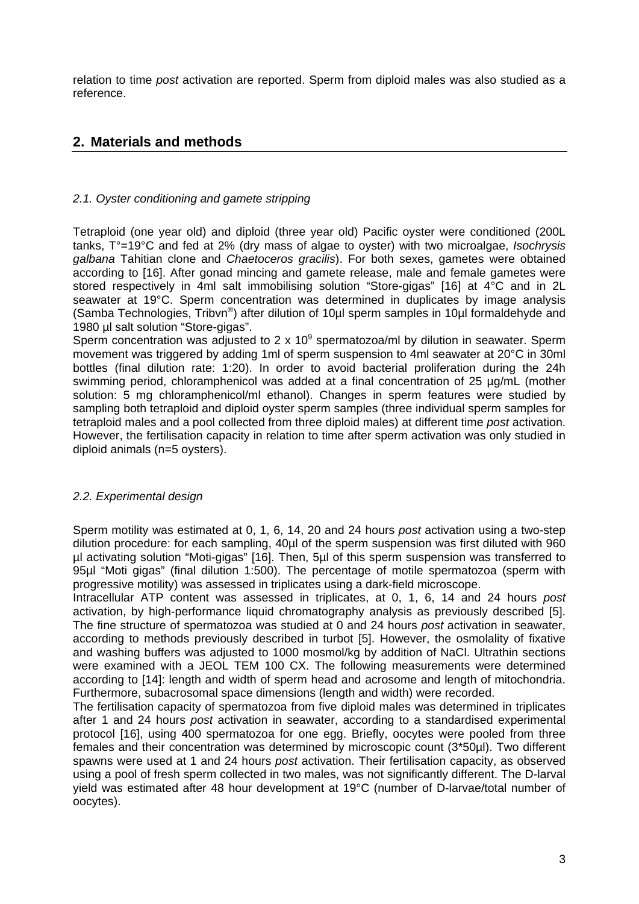relation to time *post* activation are reported. Sperm from diploid males was also studied as a reference.

## 2. Materials and methods

### *2.1. Oyster conditioning and gamete stripping*

Tetraploid (one year old) and diploid (three year old) Pacific oyster were conditioned (200L tanks, T°=19°C and fed at 2% (dry mass of algae to oyster) with two microalgae, *Isochrysis galbana* Tahitian clone and *Chaetoceros gracilis*). For both sexes, gametes were obtained according to [16]. After gonad mincing and gamete release, male and female gametes were stored respectively in 4ml salt immobilising solution "Store-gigas" [16] at 4°C and in 2L seawater at 19°C. Sperm concentration was determined in duplicates by image analysis (Samba Technologies, Tribvn®) after dilution of 10µl sperm samples in 10µl formaldehyde and 1980 µl salt solution "Store-gigas".

Sperm concentration was adjusted to 2 x $10^9$ spermatozoa/ml by dilution in seawater. Sperm movement was triggered by adding 1ml of sperm suspension to 4ml seawater at 20°C in 30ml bottles (final dilution rate: 1:20). In order to avoid bacterial proliferation during the 24h swimming period, chloramphenicol was added at a final concentration of 25 µg/mL (mother solution: 5 mg chloramphenicol/ml ethanol). Changes in sperm features were studied by sampling both tetraploid and diploid oyster sperm samples (three individual sperm samples for tetraploid males and a pool collected from three diploid males) at different time *post* activation. However, the fertilisation capacity in relation to time after sperm activation was only studied in diploid animals (n=5 oysters).

### *2.2. Experimental design*

Sperm motility was estimated at 0, 1, 6, 14, 20 and 24 hours *post* activation using a two-step dilution procedure: for each sampling, 40µl of the sperm suspension was first diluted with 960 µl activating solution "Moti-gigas" [16]. Then, 5µl of this sperm suspension was transferred to 95µl "Moti gigas" (final dilution 1:500). The percentage of motile spermatozoa (sperm with progressive motility) was assessed in triplicates using a dark-field microscope.

Intracellular ATP content was assessed in triplicates, at 0, 1, 6, 14 and 24 hours *post* activation, by high-performance liquid chromatography analysis as previously described [5]. The fine structure of spermatozoa was studied at 0 and 24 hours *post* activation in seawater, according to methods previously described in turbot [5]. However, the osmolality of fixative and washing buffers was adjusted to 1000 mosmol/kg by addition of NaCl. Ultrathin sections were examined with a JEOL TEM 100 CX. The following measurements were determined according to [14]: length and width of sperm head and acrosome and length of mitochondria. Furthermore, subacrosomal space dimensions (length and width) were recorded.

The fertilisation capacity of spermatozoa from five diploid males was determined in triplicates after 1 and 24 hours *post* activation in seawater, according to a standardised experimental protocol [16], using 400 spermatozoa for one egg. Briefly, oocytes were pooled from three females and their concentration was determined by microscopic count (3*50µl). Two different spawns were used at 1 and 24 hours *post* activation. Their fertilisation capacity, as observed using a pool of fresh sperm collected in two males, was not significantly different. The D-larval yield was estimated after 48 hour development at 19°C (number of D-larvae/total number of oocytes).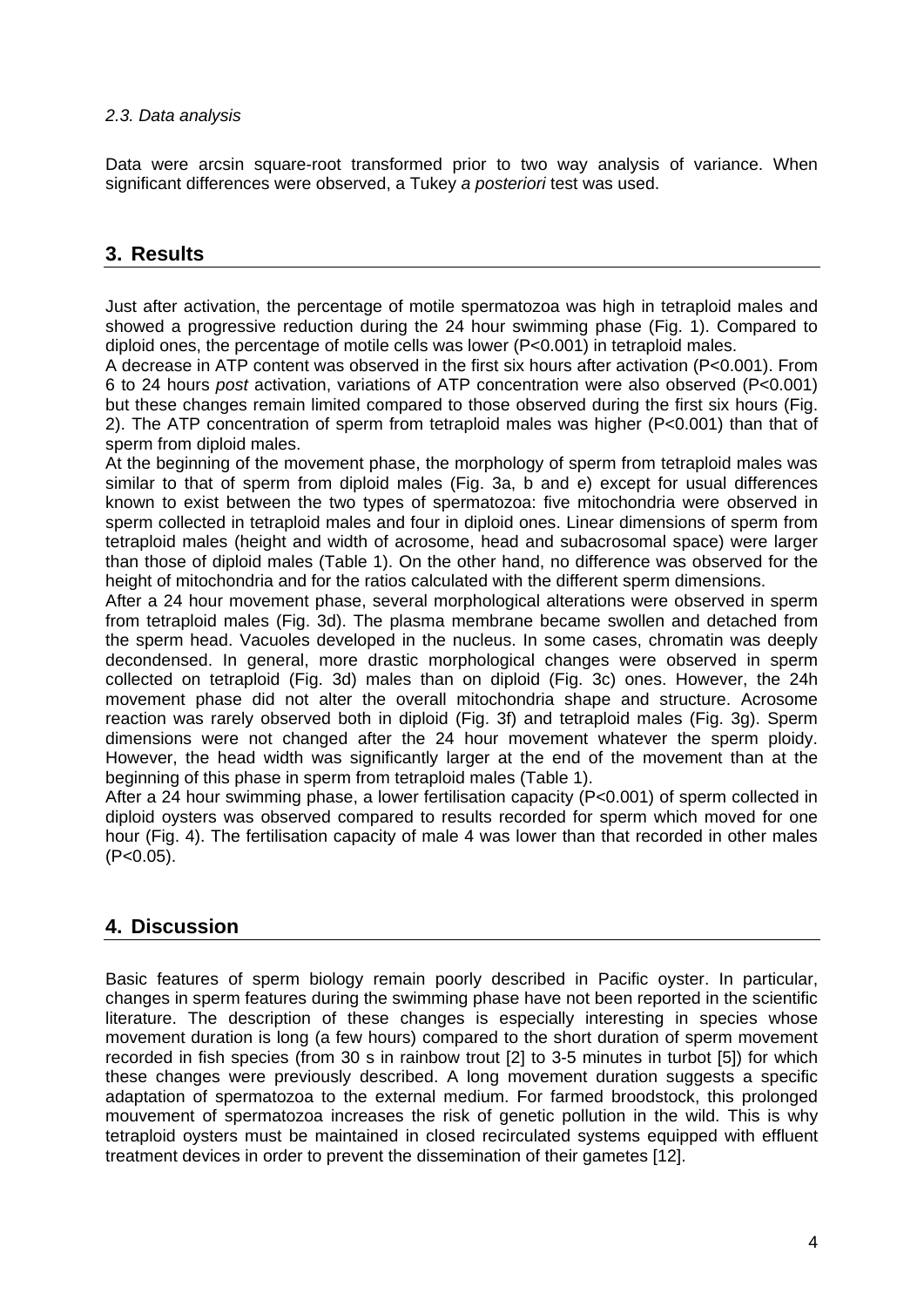### 2.3. Data analysis

Data were arcsin square-root transformed prior to two way analysis of variance. When significant differences were observed, a Tukey *a posteriori* test was used.

## 3. Results

Just after activation, the percentage of motile spermatozoa was high in tetraploid males and showed a progressive reduction during the 24 hour swimming phase (Fig. 1). Compared to diploid ones, the percentage of motile cells was lower ($P<0.001$) in tetraploid males.

A decrease in ATP content was observed in the first six hours after activation ($P<0.001$). From 6 to 24 hours *post* activation, variations of ATP concentration were also observed ($P<0.001$) but these changes remain limited compared to those observed during the first six hours (Fig. 2). The ATP concentration of sperm from tetraploid males was higher ($P<0.001$) than that of sperm from diploid males.

At the beginning of the movement phase, the morphology of sperm from tetraploid males was similar to that of sperm from diploid males (Fig. 3a, b and e) except for usual differences known to exist between the two types of spermatozoa: five mitochondria were observed in sperm collected in tetraploid males and four in diploid ones. Linear dimensions of sperm from tetraploid males (height and width of acrosome, head and subacrosomal space) were larger than those of diploid males (Table 1). On the other hand, no difference was observed for the height of mitochondria and for the ratios calculated with the different sperm dimensions.

After a 24 hour movement phase, several morphological alterations were observed in sperm from tetraploid males (Fig. 3d). The plasma membrane became swollen and detached from the sperm head. Vacuoles developed in the nucleus. In some cases, chromatin was deeply decondensed. In general, more drastic morphological changes were observed in sperm collected on tetraploid (Fig. 3d) males than on diploid (Fig. 3c) ones. However, the 24h movement phase did not alter the overall mitochondria shape and structure. Acrosome reaction was rarely observed both in diploid (Fig. 3f) and tetraploid males (Fig. 3g). Sperm dimensions were not changed after the 24 hour movement whatever the sperm ploidy. However, the head width was significantly larger at the end of the movement than at the beginning of this phase in sperm from tetraploid males (Table 1).

After a 24 hour swimming phase, a lower fertilisation capacity ($P<0.001$) of sperm collected in diploid oysters was observed compared to results recorded for sperm which moved for one hour (Fig. 4). The fertilisation capacity of male 4 was lower than that recorded in other males ($P<0.05$).

## 4. Discussion

Basic features of sperm biology remain poorly described in Pacific oyster. In particular, changes in sperm features during the swimming phase have not been reported in the scientific literature. The description of these changes is especially interesting in species whose movement duration is long (a few hours) compared to the short duration of sperm movement recorded in fish species (from 30 s in rainbow trout [2] to 3-5 minutes in turbot [5]) for which these changes were previously described. A long movement duration suggests a specific adaptation of spermatozoa to the external medium. For farmed broodstock, this prolonged mouvement of spermatozoa increases the risk of genetic pollution in the wild. This is why tetraploid oysters must be maintained in closed recirculated systems equipped with effluent treatment devices in order to prevent the dissemination of their gametes [12].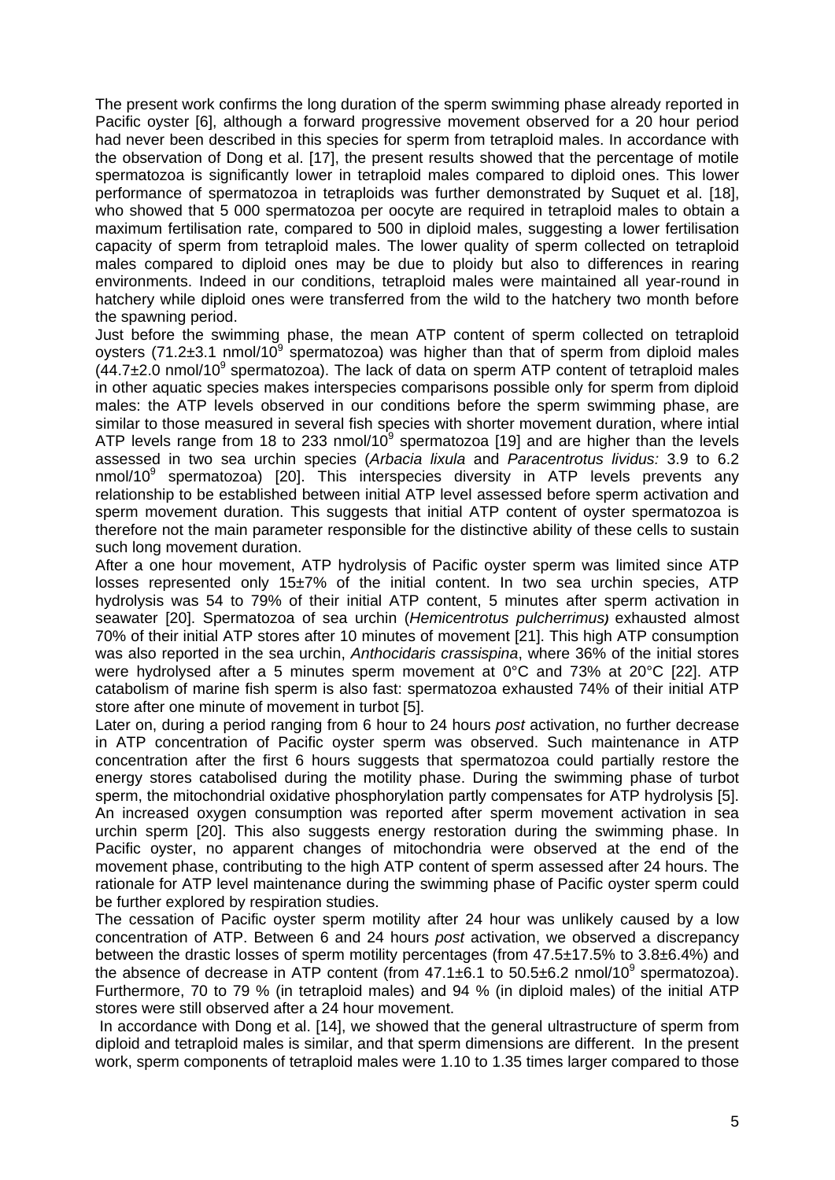The present work confirms the long duration of the sperm swimming phase already reported in Pacific oyster [6], although a forward progressive movement observed for a 20 hour period had never been described in this species for sperm from tetraploid males. In accordance with the observation of Dong et al. [17], the present results showed that the percentage of motile spermatozoa is significantly lower in tetraploid males compared to diploid ones. This lower performance of spermatozoa in tetraploids was further demonstrated by Suquet et al. [18], who showed that 5 000 spermatozoa per oocyte are required in tetraploid males to obtain a maximum fertilisation rate, compared to 500 in diploid males, suggesting a lower fertilisation capacity of sperm from tetraploid males. The lower quality of sperm collected on tetraploid males compared to diploid ones may be due to ploidy but also to differences in rearing environments. Indeed in our conditions, tetraploid males were maintained all year-round in hatchery while diploid ones were transferred from the wild to the hatchery two month before the spawning period.

Just before the swimming phase, the mean ATP content of sperm collected on tetraploid oysters (71.2±3.1 nmol/$10^9$ spermatozoa) was higher than that of sperm from diploid males (44.7±2.0 nmol/$10^9$ spermatozoa). The lack of data on sperm ATP content of tetraploid males in other aquatic species makes interspecies comparisons possible only for sperm from diploid males: the ATP levels observed in our conditions before the sperm swimming phase, are similar to those measured in several fish species with shorter movement duration, where intial ATP levels range from 18 to 233 nmol/$10^9$ spermatozoa [19] and are higher than the levels assessed in two sea urchin species (*Arbacia lixula* and *Paracentrotus lividus:* 3.9 to 6.2 nmol/$10^9$ spermatozoa) [20]. This interspecies diversity in ATP levels prevents any relationship to be established between initial ATP level assessed before sperm activation and sperm movement duration. This suggests that initial ATP content of oyster spermatozoa is therefore not the main parameter responsible for the distinctive ability of these cells to sustain such long movement duration.

After a one hour movement, ATP hydrolysis of Pacific oyster sperm was limited since ATP losses represented only 15±7% of the initial content. In two sea urchin species, ATP hydrolysis was 54 to 79% of their initial ATP content, 5 minutes after sperm activation in seawater [20]. Spermatozoa of sea urchin (*Hemicentrotus pulcherrimus)* exhausted almost 70% of their initial ATP stores after 10 minutes of movement [21]. This high ATP consumption was also reported in the sea urchin, *Anthocidaris crassispina*, where 36% of the initial stores were hydrolysed after a 5 minutes sperm movement at 0°C and 73% at 20°C [22]. ATP catabolism of marine fish sperm is also fast: spermatozoa exhausted 74% of their initial ATP store after one minute of movement in turbot [5].

Later on, during a period ranging from 6 hour to 24 hours *post* activation, no further decrease in ATP concentration of Pacific oyster sperm was observed. Such maintenance in ATP concentration after the first 6 hours suggests that spermatozoa could partially restore the energy stores catabolised during the motility phase. During the swimming phase of turbot sperm, the mitochondrial oxidative phosphorylation partly compensates for ATP hydrolysis [5]. An increased oxygen consumption was reported after sperm movement activation in sea urchin sperm [20]. This also suggests energy restoration during the swimming phase. In Pacific oyster, no apparent changes of mitochondria were observed at the end of the movement phase, contributing to the high ATP content of sperm assessed after 24 hours. The rationale for ATP level maintenance during the swimming phase of Pacific oyster sperm could be further explored by respiration studies.

The cessation of Pacific oyster sperm motility after 24 hour was unlikely caused by a low concentration of ATP. Between 6 and 24 hours *post* activation, we observed a discrepancy between the drastic losses of sperm motility percentages (from 47.5±17.5% to 3.8±6.4%) and the absence of decrease in ATP content (from 47.1±6.1 to 50.5±6.2 nmol/$10^9$ spermatozoa). Furthermore, 70 to 79 % (in tetraploid males) and 94 % (in diploid males) of the initial ATP stores were still observed after a 24 hour movement.

In accordance with Dong et al. [14], we showed that the general ultrastructure of sperm from diploid and tetraploid males is similar, and that sperm dimensions are different. In the present work, sperm components of tetraploid males were 1.10 to 1.35 times larger compared to those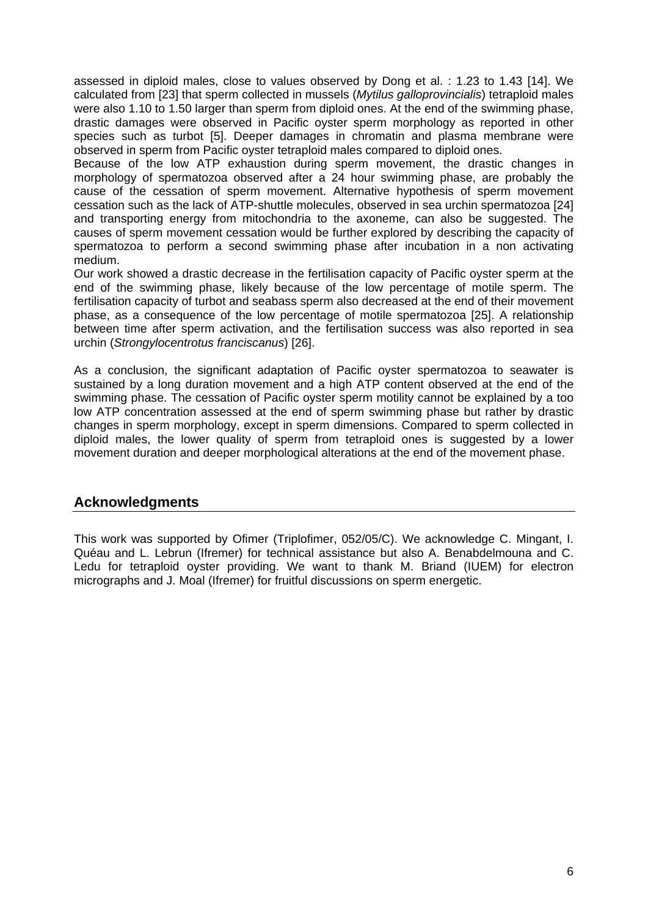assessed in diploid males, close to values observed by Dong et al. : 1.23 to 1.43 [14]. We calculated from [23] that sperm collected in mussels (*Mytilus galloprovincialis*) tetraploid males were also 1.10 to 1.50 larger than sperm from diploid ones. At the end of the swimming phase, drastic damages were observed in Pacific oyster sperm morphology as reported in other species such as turbot [5]. Deeper damages in chromatin and plasma membrane were observed in sperm from Pacific oyster tetraploid males compared to diploid ones.

Because of the low ATP exhaustion during sperm movement, the drastic changes in morphology of spermatozoa observed after a 24 hour swimming phase, are probably the cause of the cessation of sperm movement. Alternative hypothesis of sperm movement cessation such as the lack of ATP-shuttle molecules, observed in sea urchin spermatozoa [24] and transporting energy from mitochondria to the axoneme, can also be suggested. The causes of sperm movement cessation would be further explored by describing the capacity of spermatozoa to perform a second swimming phase after incubation in a non activating medium.

Our work showed a drastic decrease in the fertilisation capacity of Pacific oyster sperm at the end of the swimming phase, likely because of the low percentage of motile sperm. The fertilisation capacity of turbot and seabass sperm also decreased at the end of their movement phase, as a consequence of the low percentage of motile spermatozoa [25]. A relationship between time after sperm activation, and the fertilisation success was also reported in sea urchin (*Strongylocentrotus franciscanus*) [26].

As a conclusion, the significant adaptation of Pacific oyster spermatozoa to seawater is sustained by a long duration movement and a high ATP content observed at the end of the swimming phase. The cessation of Pacific oyster sperm motility cannot be explained by a too low ATP concentration assessed at the end of sperm swimming phase but rather by drastic changes in sperm morphology, except in sperm dimensions. Compared to sperm collected in diploid males, the lower quality of sperm from tetraploid ones is suggested by a lower movement duration and deeper morphological alterations at the end of the movement phase.

## Acknowledgments

This work was supported by Ofimer (Triplofimer, 052/05/C). We acknowledge C. Mingant, I. Quéau and L. Lebrun (Ifremer) for technical assistance but also A. Benabdelmouna and C. Ledu for tetraploid oyster providing. We want to thank M. Briand (IUEM) for electron micrographs and J. Moal (Ifremer) for fruitful discussions on sperm energetic.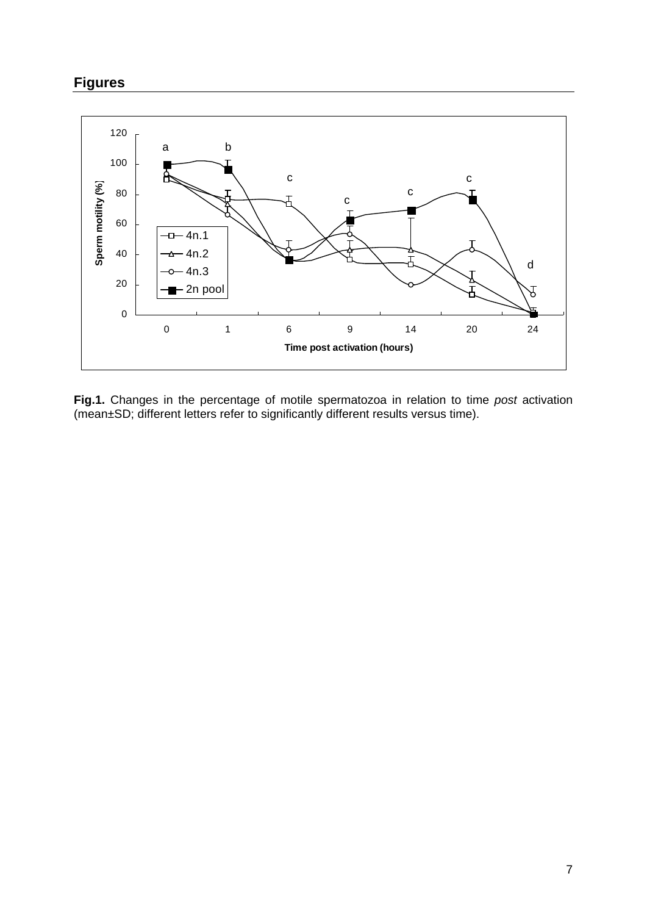## Figures

**Fig.1.** Changes in the percentage of motile spermatozoa in relation to time *post* activation (mean±SD; different letters refer to significantly different results versus time).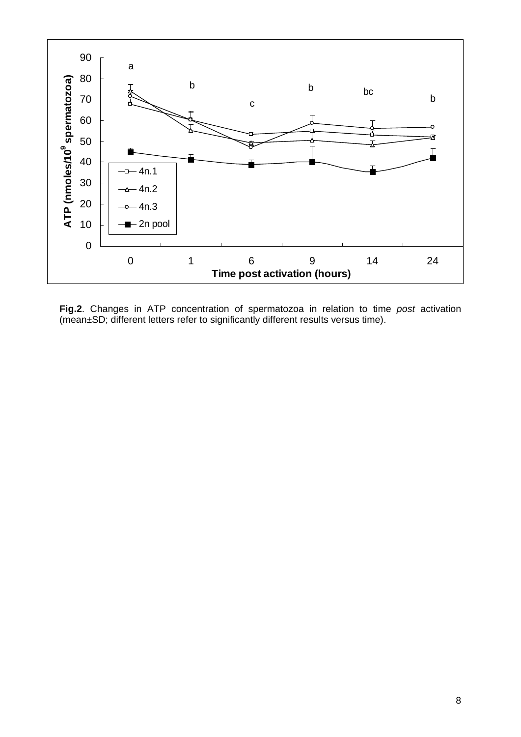**Fig.2**. Changes in ATP concentration of spermatozoa in relation to time *post* activation (mean±SD; different letters refer to significantly different results versus time).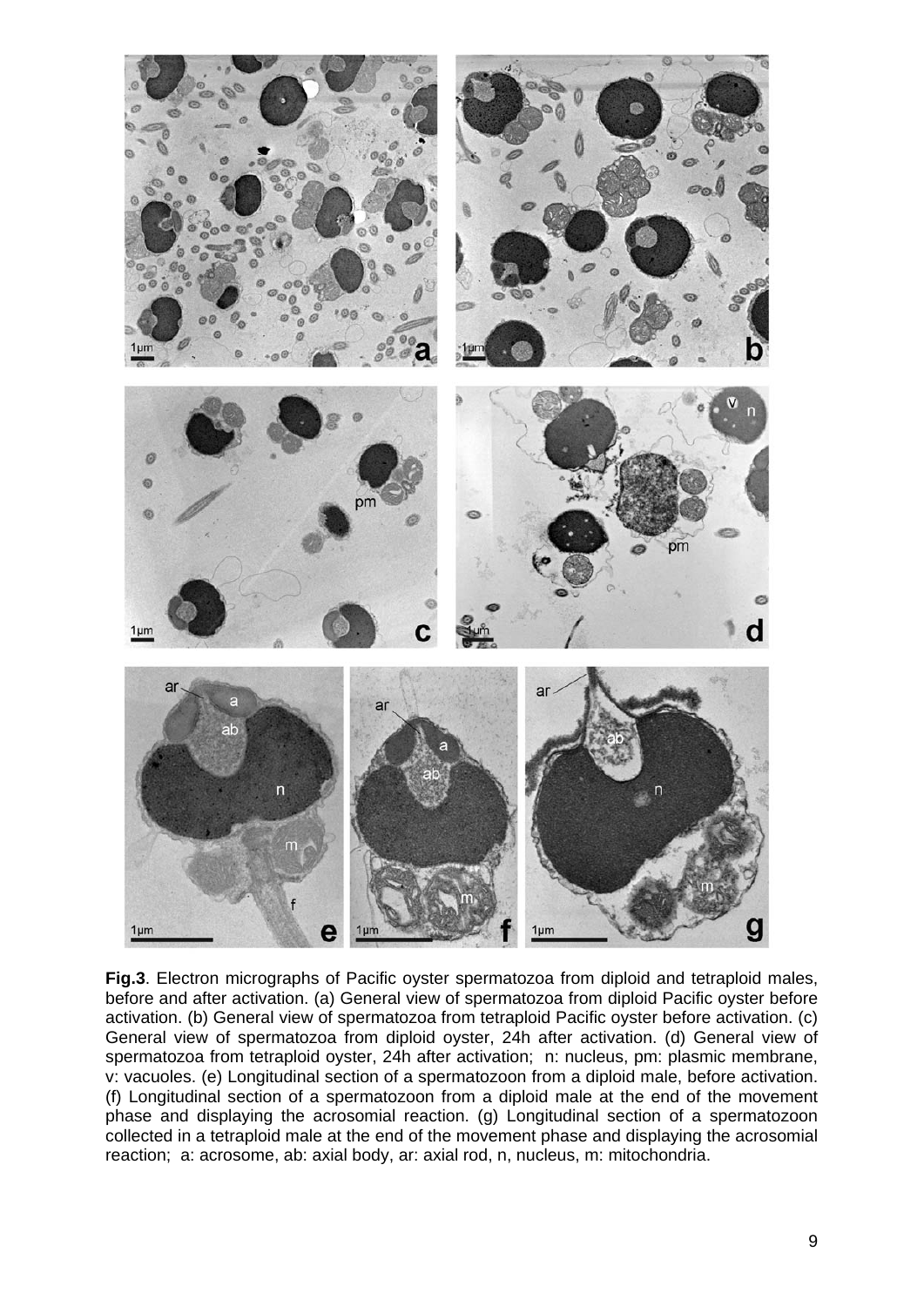**Fig.3**. Electron micrographs of Pacific oyster spermatozoa from diploid and tetraploid males, before and after activation. (a) General view of spermatozoa from diploid Pacific oyster before activation. (b) General view of spermatozoa from tetraploid Pacific oyster before activation. (c) General view of spermatozoa from diploid oyster, 24h after activation. (d) General view of spermatozoa from tetraploid oyster, 24h after activation; n: nucleus, pm: plasmic membrane, v: vacuoles. (e) Longitudinal section of a spermatozoon from a diploid male, before activation. (f) Longitudinal section of a spermatozoon from a diploid male at the end of the movement phase and displaying the acrosomial reaction. (g) Longitudinal section of a spermatozoon collected in a tetraploid male at the end of the movement phase and displaying the acrosomial reaction; a: acrosome, ab: axial body, ar: axial rod, n, nucleus, m: mitochondria.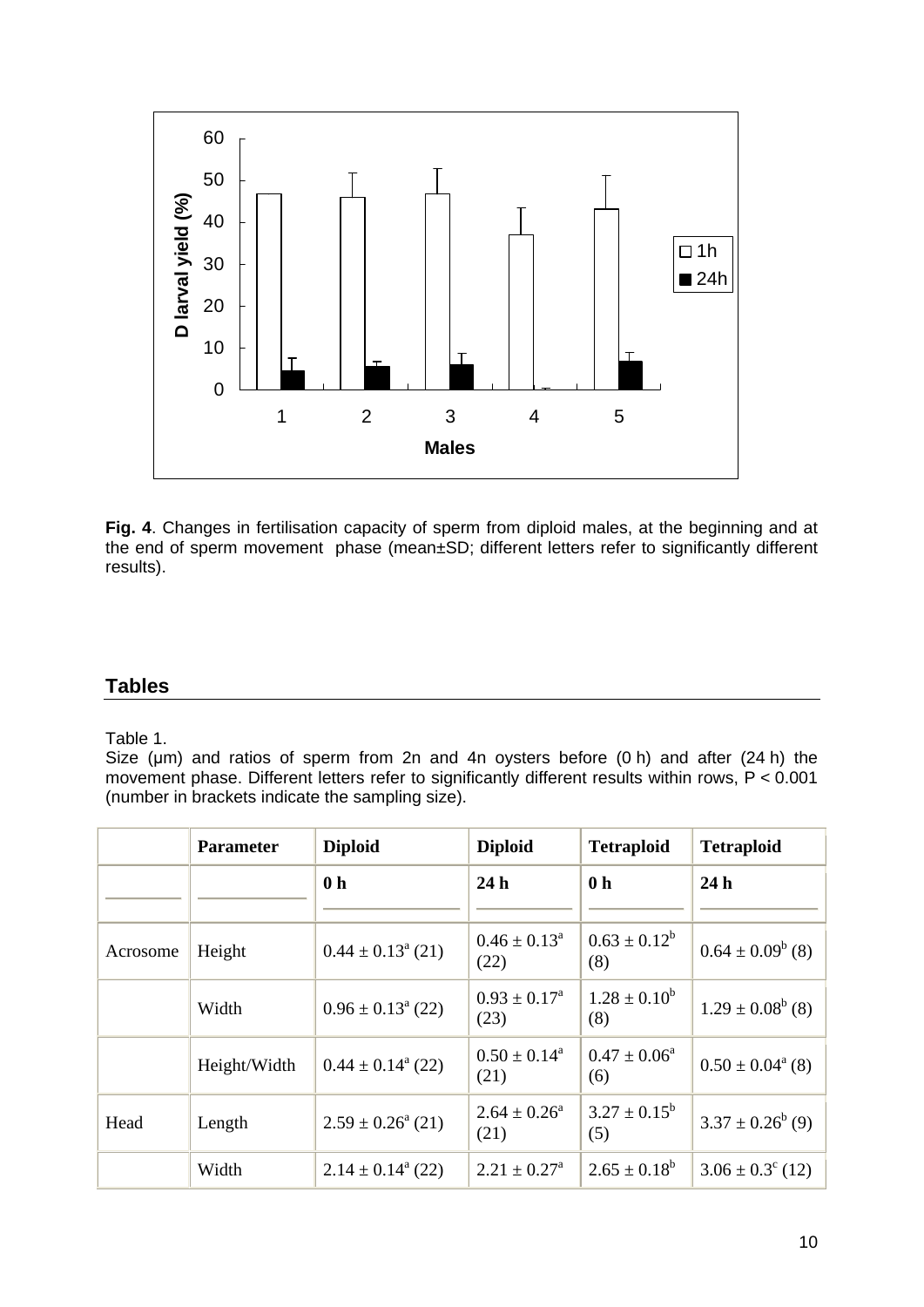**Fig. 4**. Changes in fertilisation capacity of sperm from diploid males, at the beginning and at the end of sperm movement phase (mean±SD; different letters refer to significantly different results).

## Tables

Table 1.
Size (µm) and ratios of sperm from 2n and 4n oysters before (0 h) and after (24 h) the movement phase. Different letters refer to significantly different results within rows, P < 0.001 (number in brackets indicate the sampling size).

| | **Parameter** | **Diploid** | **Diploid** | **Tetraploid** | **Tetraploid** |
|---|---|---|---|---|---|
| | | **0 h** | **24 h** | **0 h** | **24 h** |
| Acrosome | Height | $0.44 \pm 0.13^{a}$ (21) | $0.46 \pm 0.13^{a}$ (22) | $0.63 \pm 0.12^{b}$ (8) | $0.64 \pm 0.09^{b}$ (8) |
| | Width | $0.96 \pm 0.13^{a}$ (22) | $0.93 \pm 0.17^{a}$ (23) | $1.28 \pm 0.10^{b}$ (8) | $1.29 \pm 0.08^{b}$ (8) |
| | Height/Width | $0.44 \pm 0.14^{a}$ (22) | $0.50 \pm 0.14^{a}$ (21) | $0.47 \pm 0.06^{a}$ (6) | $0.50 \pm 0.04^{a}$ (8) |
| Head | Length | $2.59 \pm 0.26^{a}$ (21) | $2.64 \pm 0.26^{a}$ (21) | $3.27 \pm 0.15^{b}$ (5) | $3.37 \pm 0.26^{b}$ (9) |
| | Width | $2.14 \pm 0.14^{a}$ (22) | $2.21 \pm 0.27^{a}$ | $2.65 \pm 0.18^{b}$ | $3.06 \pm 0.3^{c}$ (12) |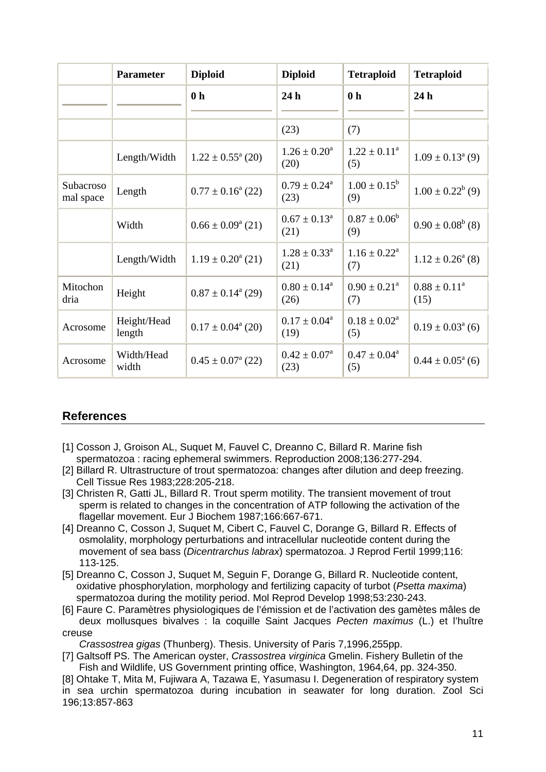| | Parameter | Diploid | Diploid | Tetraploid | Tetraploid |
|---|---|---|---|---|---|
| | | 0 h | 24 h | 0 h | 24 h |
| | | | (23) | (7) | |
| | Length/Width | 1.22 ± 0.55[a] (20) | 1.26 ± 0.20[a] (20) | 1.22 ± 0.11[a] (5) | 1.09 ± 0.13[a] (9) |
| Subacrosomal space | Length | 0.77 ± 0.16[a] (22) | 0.79 ± 0.24[a] (23) | 1.00 ± 0.15[b] (9) | 1.00 ± 0.22[b] (9) |
| | Width | 0.66 ± 0.09[a] (21) | 0.67 ± 0.13[a] (21) | 0.87 ± 0.06[b] (9) | 0.90 ± 0.08[b] (8) |
| | Length/Width | 1.19 ± 0.20[a] (21) | 1.28 ± 0.33[a] (21) | 1.16 ± 0.22[a] (7) | 1.12 ± 0.26[a] (8) |
| Mitochondria | Height | 0.87 ± 0.14[a] (29) | 0.80 ± 0.14[a] (26) | 0.90 ± 0.21[a] (7) | 0.88 ± 0.11[a] (15) |
| Acrosome | Height/Head length | 0.17 ± 0.04[a] (20) | 0.17 ± 0.04[a] (19) | 0.18 ± 0.02[a] (5) | 0.19 ± 0.03[a] (6) |
| Acrosome | Width/Head width | 0.45 ± 0.07[a] (22) | 0.42 ± 0.07[a] (23) | 0.47 ± 0.04[a] (5) | 0.44 ± 0.05[a] (6) |

## References

[1] Cosson J, Groison AL, Suquet M, Fauvel C, Dreanno C, Billard R. Marine fish spermatozoa : racing ephemeral swimmers. Reproduction 2008;136:277-294.

[2] Billard R. Ultrastructure of trout spermatozoa: changes after dilution and deep freezing. Cell Tissue Res 1983;228:205-218.

[3] Christen R, Gatti JL, Billard R. Trout sperm motility. The transient movement of trout sperm is related to changes in the concentration of ATP following the activation of the flagellar movement. Eur J Biochem 1987;166:667-671.

[4] Dreanno C, Cosson J, Suquet M, Cibert C, Fauvel C, Dorange G, Billard R. Effects of osmolality, morphology perturbations and intracellular nucleotide content during the movement of sea bass (*Dicentrarchus labrax*) spermatozoa. J Reprod Fertil 1999;116: 113-125.

[5] Dreanno C, Cosson J, Suquet M, Seguin F, Dorange G, Billard R. Nucleotide content, oxidative phosphorylation, morphology and fertilizing capacity of turbot (*Psetta maxima*) spermatozoa during the motility period. Mol Reprod Develop 1998;53:230-243.

[6] Faure C. Paramètres physiologiques de l'émission et de l'activation des gamètes mâles de deux mollusques bivalves : la coquille Saint Jacques *Pecten maximus* (L.) et l'huître creuse *Crassostrea gigas* (Thunberg). Thesis. University of Paris 7,1996,255pp.

[7] Galtsoff PS. The American oyster, *Crassostrea virginica* Gmelin. Fishery Bulletin of the Fish and Wildlife, US Government printing office, Washington, 1964,64, pp. 324-350.

[8] Ohtake T, Mita M, Fujiwara A, Tazawa E, Yasumasu I. Degeneration of respiratory system in sea urchin spermatozoa during incubation in seawater for long duration. Zool Sci 196;13:857-863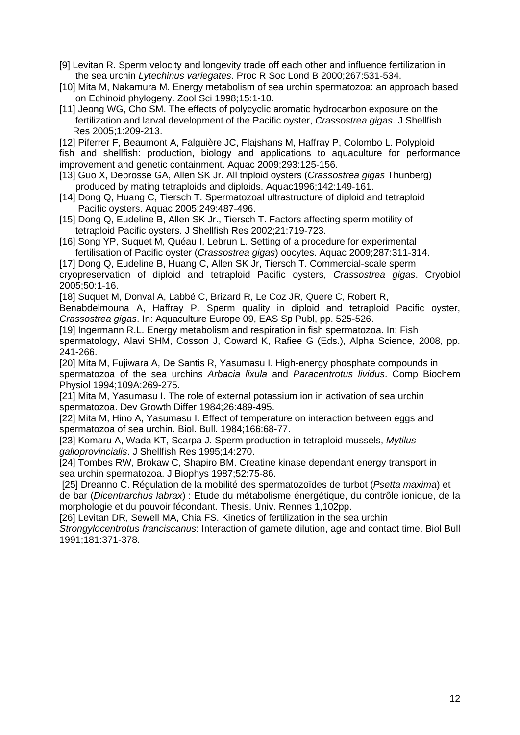[9] Levitan R. Sperm velocity and longevity trade off each other and influence fertilization in the sea urchin *Lytechinus variegates*. Proc R Soc Lond B 2000;267:531-534.

[10] Mita M, Nakamura M. Energy metabolism of sea urchin spermatozoa: an approach based on Echinoid phylogeny. Zool Sci 1998;15:1-10.

[11] Jeong WG, Cho SM. The effects of polycyclic aromatic hydrocarbon exposure on the fertilization and larval development of the Pacific oyster, *Crassostrea gigas*. J Shellfish Res 2005;1:209-213.

[12] Piferrer F, Beaumont A, Falguière JC, Flajshans M, Haffray P, Colombo L. Polyploid fish and shellfish: production, biology and applications to aquaculture for performance improvement and genetic containment. Aquac 2009;293:125-156.

[13] Guo X, Debrosse GA, Allen SK Jr. All triploid oysters (*Crassostrea gigas* Thunberg) produced by mating tetraploids and diploids. Aquac1996;142:149-161.

[14] Dong Q, Huang C, Tiersch T. Spermatozoal ultrastructure of diploid and tetraploid Pacific oysters. Aquac 2005;249:487-496.

[15] Dong Q, Eudeline B, Allen SK Jr., Tiersch T. Factors affecting sperm motility of tetraploid Pacific oysters. J Shellfish Res 2002;21:719-723.

[16] Song YP, Suquet M, Quéau I, Lebrun L. Setting of a procedure for experimental fertilisation of Pacific oyster (*Crassostrea gigas*) oocytes. Aquac 2009;287:311-314.

[17] Dong Q, Eudeline B, Huang C, Allen SK Jr, Tiersch T. Commercial-scale sperm cryopreservation of diploid and tetraploid Pacific oysters, *Crassostrea gigas*. Cryobiol 2005;50:1-16.

[18] Suquet M, Donval A, Labbé C, Brizard R, Le Coz JR, Quere C, Robert R, Benabdelmouna A, Haffray P. Sperm quality in diploid and tetraploid Pacific oyster, *Crassostrea gigas*. In: Aquaculture Europe 09, EAS Sp Publ, pp. 525-526.

[19] Ingermann R.L. Energy metabolism and respiration in fish spermatozoa. In: Fish spermatology, Alavi SHM, Cosson J, Coward K, Rafiee G (Eds.), Alpha Science, 2008, pp. 241-266.

[20] Mita M, Fujiwara A, De Santis R, Yasumasu I. High-energy phosphate compounds in spermatozoa of the sea urchins *Arbacia lixula* and *Paracentrotus lividus*. Comp Biochem Physiol 1994;109A:269-275.

[21] Mita M, Yasumasu I. The role of external potassium ion in activation of sea urchin spermatozoa. Dev Growth Differ 1984;26:489-495.

[22] Mita M, Hino A, Yasumasu I. Effect of temperature on interaction between eggs and spermatozoa of sea urchin. Biol. Bull. 1984;166:68-77.

[23] Komaru A, Wada KT, Scarpa J. Sperm production in tetraploid mussels, *Mytilus galloprovincialis*. J Shellfish Res 1995;14:270.

[24] Tombes RW, Brokaw C, Shapiro BM. Creatine kinase dependant energy transport in sea urchin spermatozoa. J Biophys 1987;52:75-86.

[25] Dreanno C. Régulation de la mobilité des spermatozoïdes de turbot (*Psetta maxima*) et de bar (*Dicentrarchus labrax*) : Etude du métabolisme énergétique, du contrôle ionique, de la morphologie et du pouvoir fécondant. Thesis. Univ. Rennes 1,102pp.

[26] Levitan DR, Sewell MA, Chia FS. Kinetics of fertilization in the sea urchin *Strongylocentrotus franciscanus*: Interaction of gamete dilution, age and contact time. Biol Bull 1991;181:371-378.